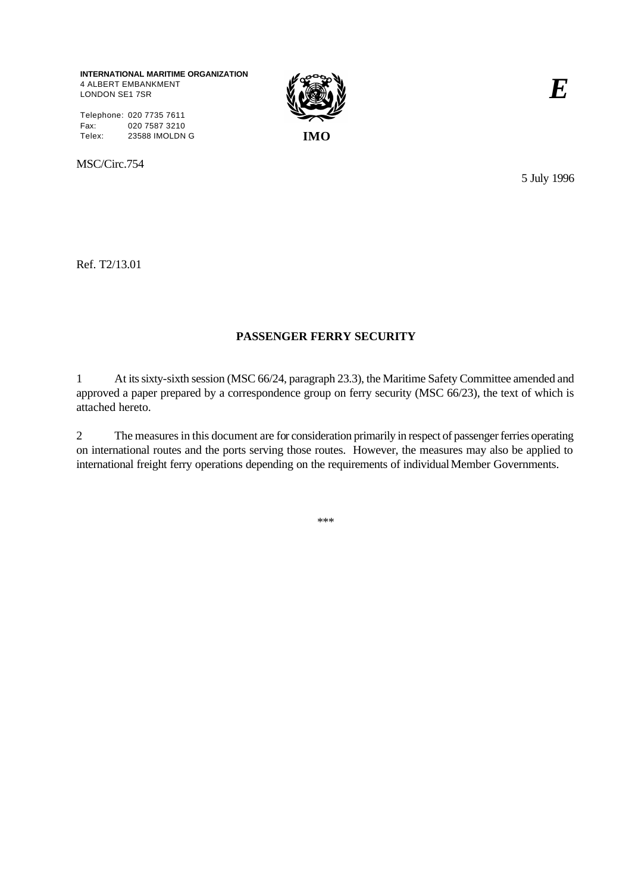**INTERNATIONAL MARITIME ORGANIZATION**
4 ALBERT EMBANKMENT
LONDON SE1 7SR

Telephone: 020 7735 7611
Fax: 020 7587 3210
Telex: 23588 IMOLDN G

**IMO**

***E***

MSC/Circ.754

5 July 1996

Ref. T2/13.01

## PASSENGER FERRY SECURITY

1 At its sixty-sixth session (MSC 66/24, paragraph 23.3), the Maritime Safety Committee amended and approved a paper prepared by a correspondence group on ferry security (MSC 66/23), the text of which is attached hereto.

2 The measures in this document are for consideration primarily in respect of passenger ferries operating on international routes and the ports serving those routes. However, the measures may also be applied to international freight ferry operations depending on the requirements of individual Member Governments.

***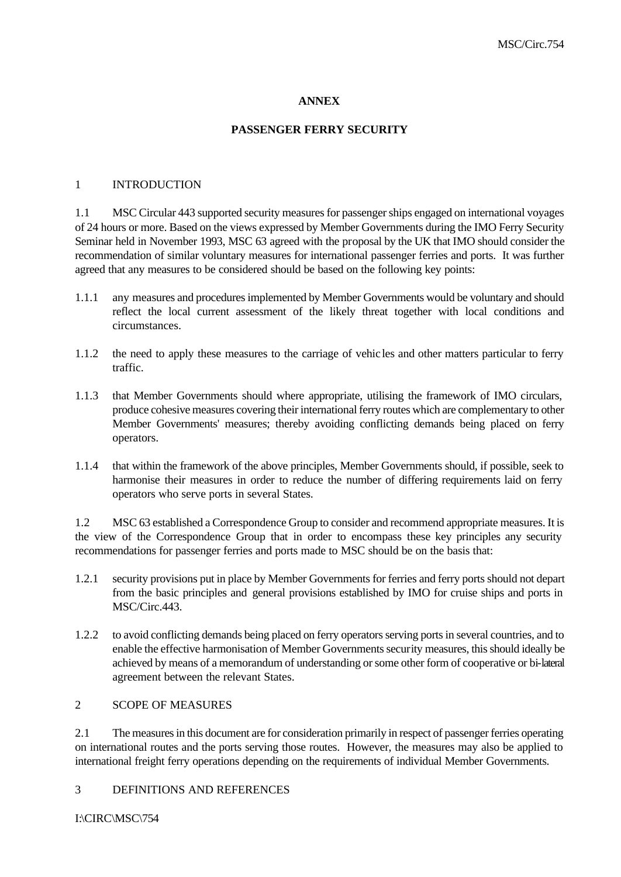## ANNEX

## PASSENGER FERRY SECURITY

### 1 INTRODUCTION

1.1 MSC Circular 443 supported security measures for passenger ships engaged on international voyages of 24 hours or more. Based on the views expressed by Member Governments during the IMO Ferry Security Seminar held in November 1993, MSC 63 agreed with the proposal by the UK that IMO should consider the recommendation of similar voluntary measures for international passenger ferries and ports. It was further agreed that any measures to be considered should be based on the following key points:

1.1.1 any measures and procedures implemented by Member Governments would be voluntary and should reflect the local current assessment of the likely threat together with local conditions and circumstances.

1.1.2 the need to apply these measures to the carriage of vehicles and other matters particular to ferry traffic.

1.1.3 that Member Governments should where appropriate, utilising the framework of IMO circulars, produce cohesive measures covering their international ferry routes which are complementary to other Member Governments' measures; thereby avoiding conflicting demands being placed on ferry operators.

1.1.4 that within the framework of the above principles, Member Governments should, if possible, seek to harmonise their measures in order to reduce the number of differing requirements laid on ferry operators who serve ports in several States.

1.2 MSC 63 established a Correspondence Group to consider and recommend appropriate measures. It is the view of the Correspondence Group that in order to encompass these key principles any security recommendations for passenger ferries and ports made to MSC should be on the basis that:

1.2.1 security provisions put in place by Member Governments for ferries and ferry ports should not depart from the basic principles and general provisions established by IMO for cruise ships and ports in MSC/Circ.443.

1.2.2 to avoid conflicting demands being placed on ferry operators serving ports in several countries, and to enable the effective harmonisation of Member Governments security measures, this should ideally be achieved by means of a memorandum of understanding or some other form of cooperative or bi-lateral agreement between the relevant States.

### 2 SCOPE OF MEASURES

2.1 The measures in this document are for consideration primarily in respect of passenger ferries operating on international routes and the ports serving those routes. However, the measures may also be applied to international freight ferry operations depending on the requirements of individual Member Governments.

### 3 DEFINITIONS AND REFERENCES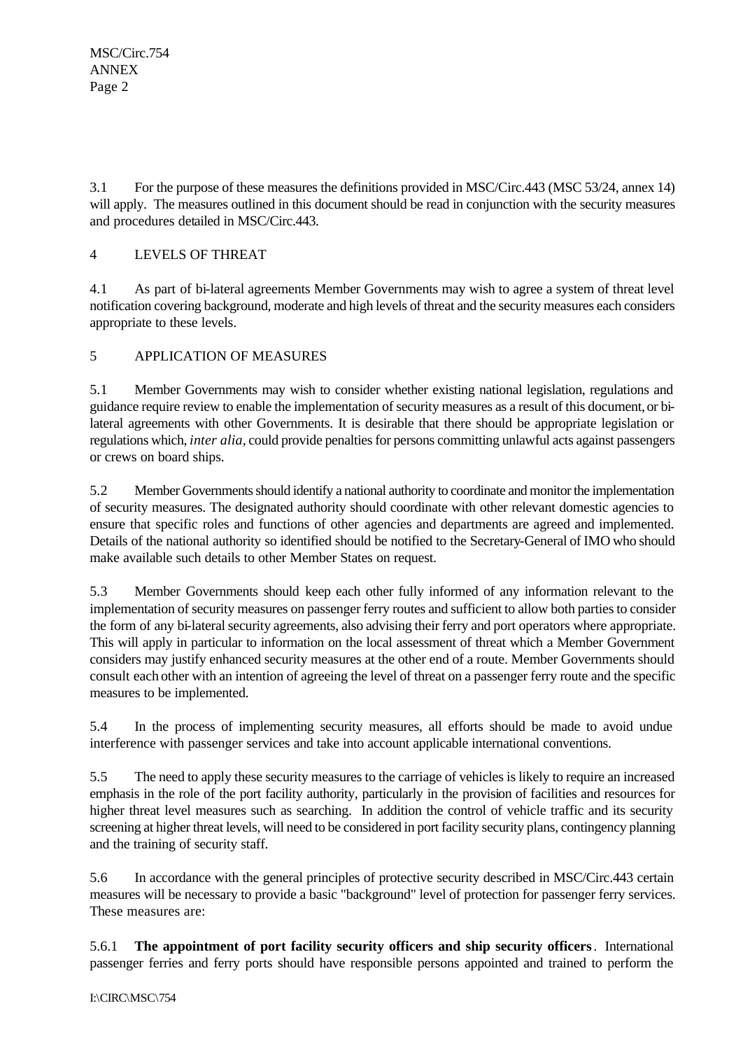3.1 For the purpose of these measures the definitions provided in MSC/Circ.443 (MSC 53/24, annex 14) will apply. The measures outlined in this document should be read in conjunction with the security measures and procedures detailed in MSC/Circ.443.

## 4 LEVELS OF THREAT

4.1 As part of bi-lateral agreements Member Governments may wish to agree a system of threat level notification covering background, moderate and high levels of threat and the security measures each considers appropriate to these levels.

## 5 APPLICATION OF MEASURES

5.1 Member Governments may wish to consider whether existing national legislation, regulations and guidance require review to enable the implementation of security measures as a result of this document, or bi-lateral agreements with other Governments. It is desirable that there should be appropriate legislation or regulations which, *inter alia*, could provide penalties for persons committing unlawful acts against passengers or crews on board ships.

5.2 Member Governments should identify a national authority to coordinate and monitor the implementation of security measures. The designated authority should coordinate with other relevant domestic agencies to ensure that specific roles and functions of other agencies and departments are agreed and implemented. Details of the national authority so identified should be notified to the Secretary-General of IMO who should make available such details to other Member States on request.

5.3 Member Governments should keep each other fully informed of any information relevant to the implementation of security measures on passenger ferry routes and sufficient to allow both parties to consider the form of any bi-lateral security agreements, also advising their ferry and port operators where appropriate. This will apply in particular to information on the local assessment of threat which a Member Government considers may justify enhanced security measures at the other end of a route. Member Governments should consult each other with an intention of agreeing the level of threat on a passenger ferry route and the specific measures to be implemented.

5.4 In the process of implementing security measures, all efforts should be made to avoid undue interference with passenger services and take into account applicable international conventions.

5.5 The need to apply these security measures to the carriage of vehicles is likely to require an increased emphasis in the role of the port facility authority, particularly in the provision of facilities and resources for higher threat level measures such as searching. In addition the control of vehicle traffic and its security screening at higher threat levels, will need to be considered in port facility security plans, contingency planning and the training of security staff.

5.6 In accordance with the general principles of protective security described in MSC/Circ.443 certain measures will be necessary to provide a basic "background" level of protection for passenger ferry services. These measures are:

5.6.1 **The appointment of port facility security officers and ship security officers**. International passenger ferries and ferry ports should have responsible persons appointed and trained to perform the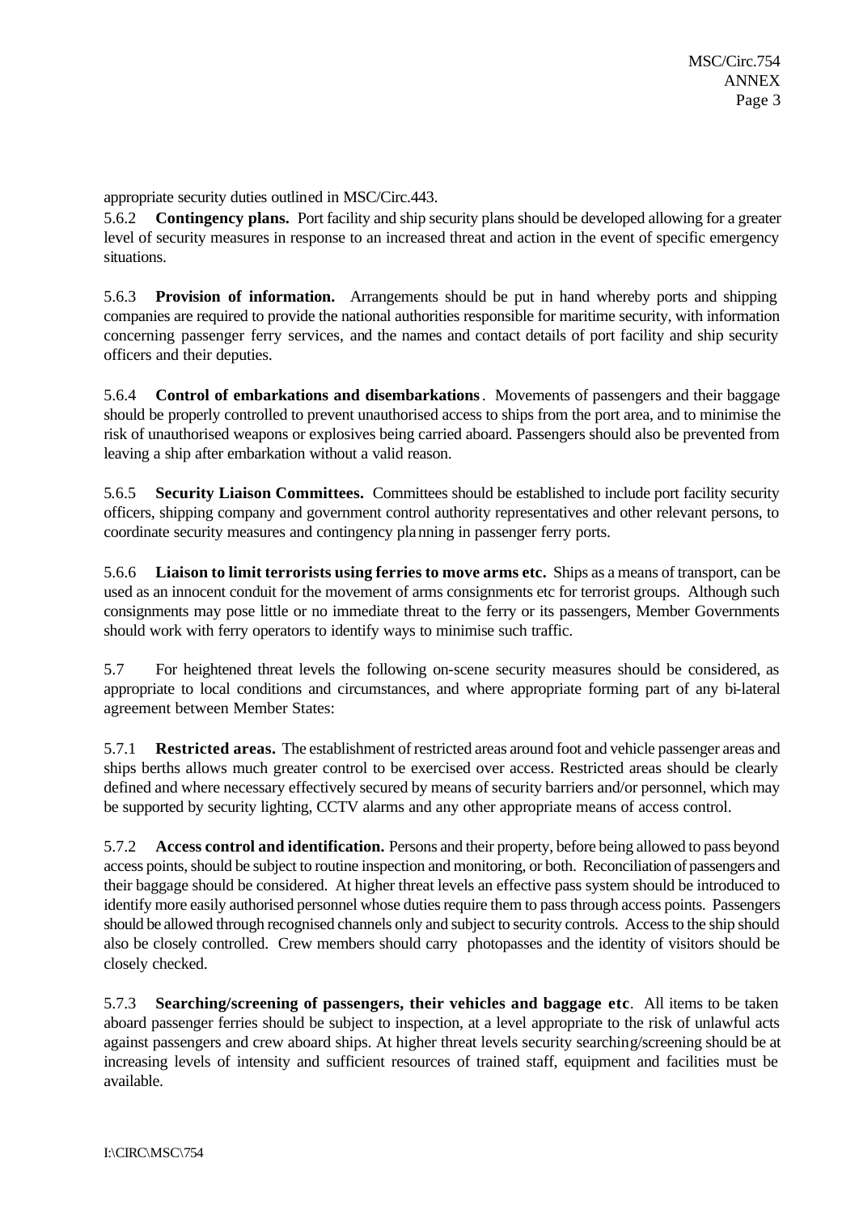appropriate security duties outlined in MSC/Circ.443.

5.6.2 **Contingency plans.** Port facility and ship security plans should be developed allowing for a greater level of security measures in response to an increased threat and action in the event of specific emergency situations.

5.6.3 **Provision of information.** Arrangements should be put in hand whereby ports and shipping companies are required to provide the national authorities responsible for maritime security, with information concerning passenger ferry services, and the names and contact details of port facility and ship security officers and their deputies.

5.6.4 **Control of embarkations and disembarkations**. Movements of passengers and their baggage should be properly controlled to prevent unauthorised access to ships from the port area, and to minimise the risk of unauthorised weapons or explosives being carried aboard. Passengers should also be prevented from leaving a ship after embarkation without a valid reason.

5.6.5 **Security Liaison Committees.** Committees should be established to include port facility security officers, shipping company and government control authority representatives and other relevant persons, to coordinate security measures and contingency planning in passenger ferry ports.

5.6.6 **Liaison to limit terrorists using ferries to move arms etc.** Ships as a means of transport, can be used as an innocent conduit for the movement of arms consignments etc for terrorist groups. Although such consignments may pose little or no immediate threat to the ferry or its passengers, Member Governments should work with ferry operators to identify ways to minimise such traffic.

5.7 For heightened threat levels the following on-scene security measures should be considered, as appropriate to local conditions and circumstances, and where appropriate forming part of any bi-lateral agreement between Member States:

5.7.1 **Restricted areas.** The establishment of restricted areas around foot and vehicle passenger areas and ships berths allows much greater control to be exercised over access. Restricted areas should be clearly defined and where necessary effectively secured by means of security barriers and/or personnel, which may be supported by security lighting, CCTV alarms and any other appropriate means of access control.

5.7.2 **Access control and identification.** Persons and their property, before being allowed to pass beyond access points, should be subject to routine inspection and monitoring, or both. Reconciliation of passengers and their baggage should be considered. At higher threat levels an effective pass system should be introduced to identify more easily authorised personnel whose duties require them to pass through access points. Passengers should be allowed through recognised channels only and subject to security controls. Access to the ship should also be closely controlled. Crew members should carry photopasses and the identity of visitors should be closely checked.

5.7.3 **Searching/screening of passengers, their vehicles and baggage etc**. All items to be taken aboard passenger ferries should be subject to inspection, at a level appropriate to the risk of unlawful acts against passengers and crew aboard ships. At higher threat levels security searching/screening should be at increasing levels of intensity and sufficient resources of trained staff, equipment and facilities must be available.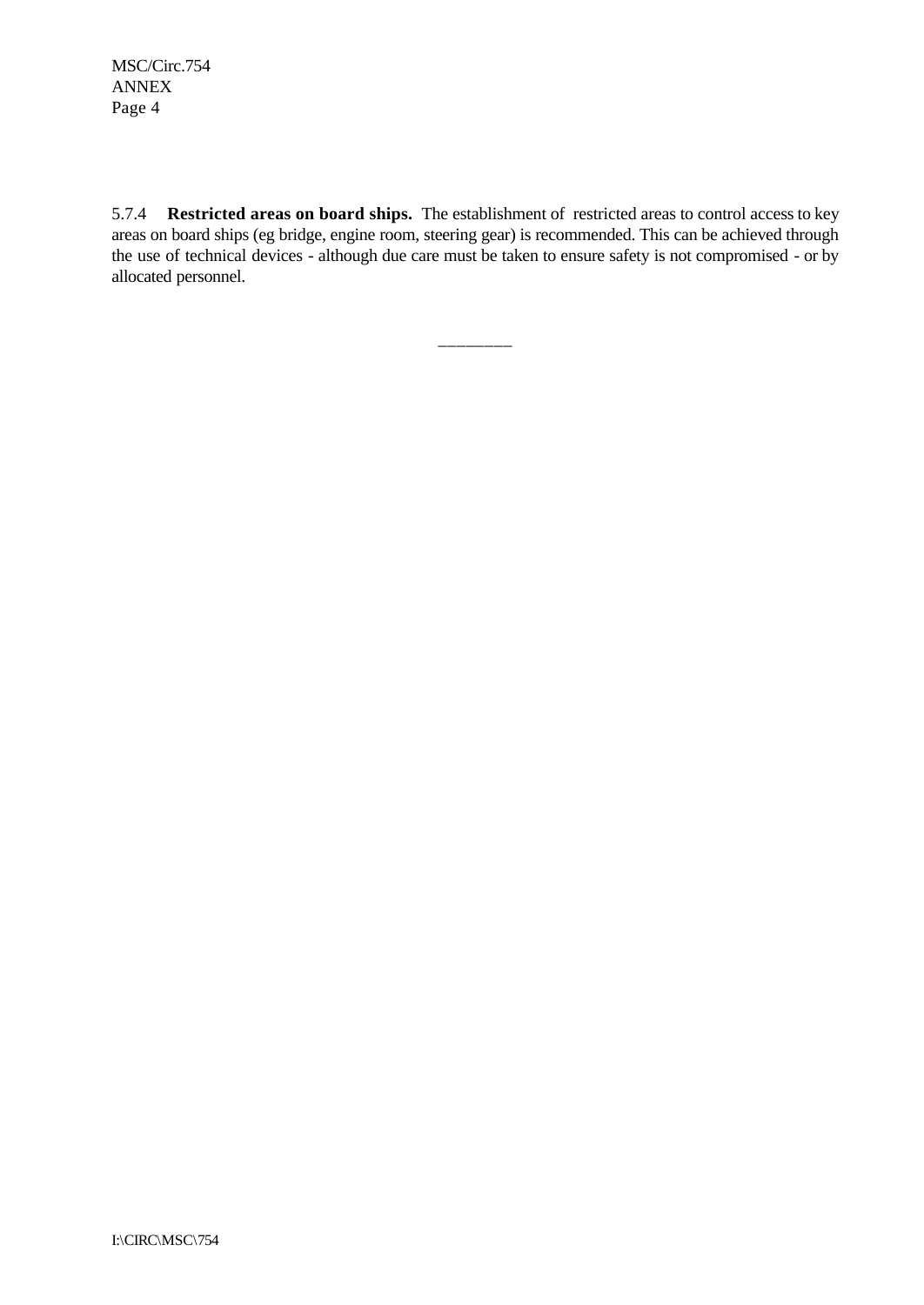5.7.4 **Restricted areas on board ships.** The establishment of restricted areas to control access to key areas on board ships (eg bridge, engine room, steering gear) is recommended. This can be achieved through the use of technical devices - although due care must be taken to ensure safety is not compromised - or by allocated personnel.

\_\_\_\_\_\_\_\_\_\_